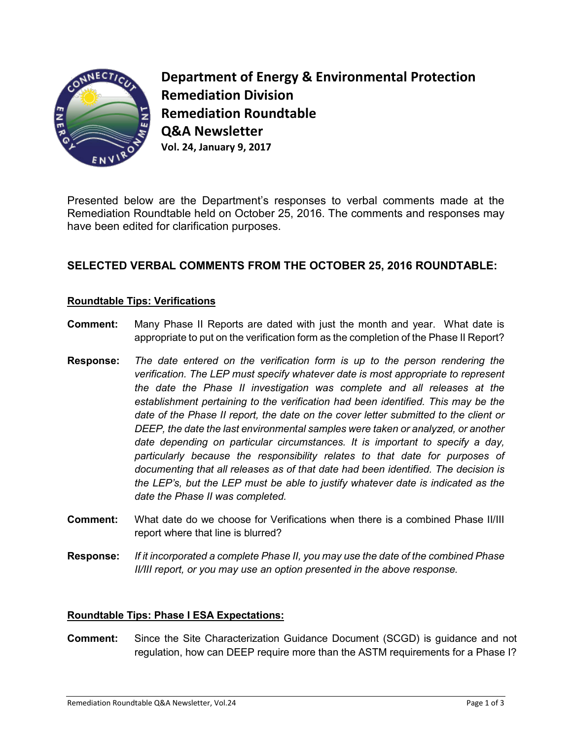# Department of Energy & Environmental Protection
## Remediation Division
## Remediation Roundtable
## Q&A Newsletter

**Vol. 24, January 9, 2017**

Presented below are the Department's responses to verbal comments made at the Remediation Roundtable held on October 25, 2016. The comments and responses may have been edited for clarification purposes.

### SELECTED VERBAL COMMENTS FROM THE OCTOBER 25, 2016 ROUNDTABLE:

**Roundtable Tips: Verifications**

**Comment:** Many Phase II Reports are dated with just the month and year. What date is appropriate to put on the verification form as the completion of the Phase II Report?

**Response:** *The date entered on the verification form is up to the person rendering the verification. The LEP must specify whatever date is most appropriate to represent the date the Phase II investigation was complete and all releases at the establishment pertaining to the verification had been identified. This may be the date of the Phase II report, the date on the cover letter submitted to the client or DEEP, the date the last environmental samples were taken or analyzed, or another date depending on particular circumstances. It is important to specify a day, particularly because the responsibility relates to that date for purposes of documenting that all releases as of that date had been identified. The decision is the LEP's, but the LEP must be able to justify whatever date is indicated as the date the Phase II was completed.*

**Comment:** What date do we choose for Verifications when there is a combined Phase II/III report where that line is blurred?

**Response:** *If it incorporated a complete Phase II, you may use the date of the combined Phase II/III report, or you may use an option presented in the above response.*

**Roundtable Tips: Phase I ESA Expectations:**

**Comment:** Since the Site Characterization Guidance Document (SCGD) is guidance and not regulation, how can DEEP require more than the ASTM requirements for a Phase I?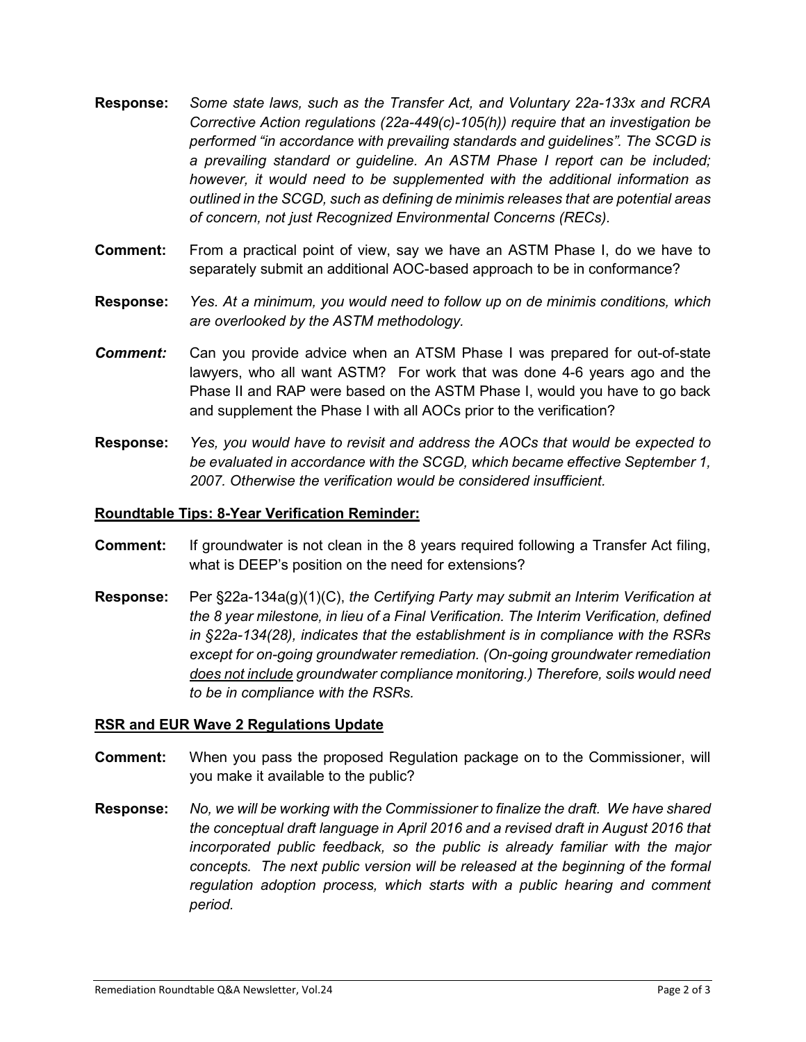**Response:** *Some state laws, such as the Transfer Act, and Voluntary 22a-133x and RCRA Corrective Action regulations (22a-449(c)-105(h)) require that an investigation be performed "in accordance with prevailing standards and guidelines". The SCGD is a prevailing standard or guideline. An ASTM Phase I report can be included; however, it would need to be supplemented with the additional information as outlined in the SCGD, such as defining de minimis releases that are potential areas of concern, not just Recognized Environmental Concerns (RECs).*

**Comment:** From a practical point of view, say we have an ASTM Phase I, do we have to separately submit an additional AOC-based approach to be in conformance?

**Response:** *Yes. At a minimum, you would need to follow up on de minimis conditions, which are overlooked by the ASTM methodology.*

***Comment:*** Can you provide advice when an ATSM Phase I was prepared for out-of-state lawyers, who all want ASTM? For work that was done 4-6 years ago and the Phase II and RAP were based on the ASTM Phase I, would you have to go back and supplement the Phase I with all AOCs prior to the verification?

**Response:** *Yes, you would have to revisit and address the AOCs that would be expected to be evaluated in accordance with the SCGD, which became effective September 1, 2007. Otherwise the verification would be considered insufficient.*

## Roundtable Tips: 8-Year Verification Reminder:

**Comment:** If groundwater is not clean in the 8 years required following a Transfer Act filing, what is DEEP's position on the need for extensions?

**Response:** Per §22a-134a(g)(1)(C), *the Certifying Party may submit an Interim Verification at the 8 year milestone, in lieu of a Final Verification. The Interim Verification, defined in §22a-134(28), indicates that the establishment is in compliance with the RSRs except for on-going groundwater remediation. (On-going groundwater remediation does not include groundwater compliance monitoring.) Therefore, soils would need to be in compliance with the RSRs.*

## RSR and EUR Wave 2 Regulations Update

**Comment:** When you pass the proposed Regulation package on to the Commissioner, will you make it available to the public?

**Response:** *No, we will be working with the Commissioner to finalize the draft. We have shared the conceptual draft language in April 2016 and a revised draft in August 2016 that incorporated public feedback, so the public is already familiar with the major concepts. The next public version will be released at the beginning of the formal regulation adoption process, which starts with a public hearing and comment period.*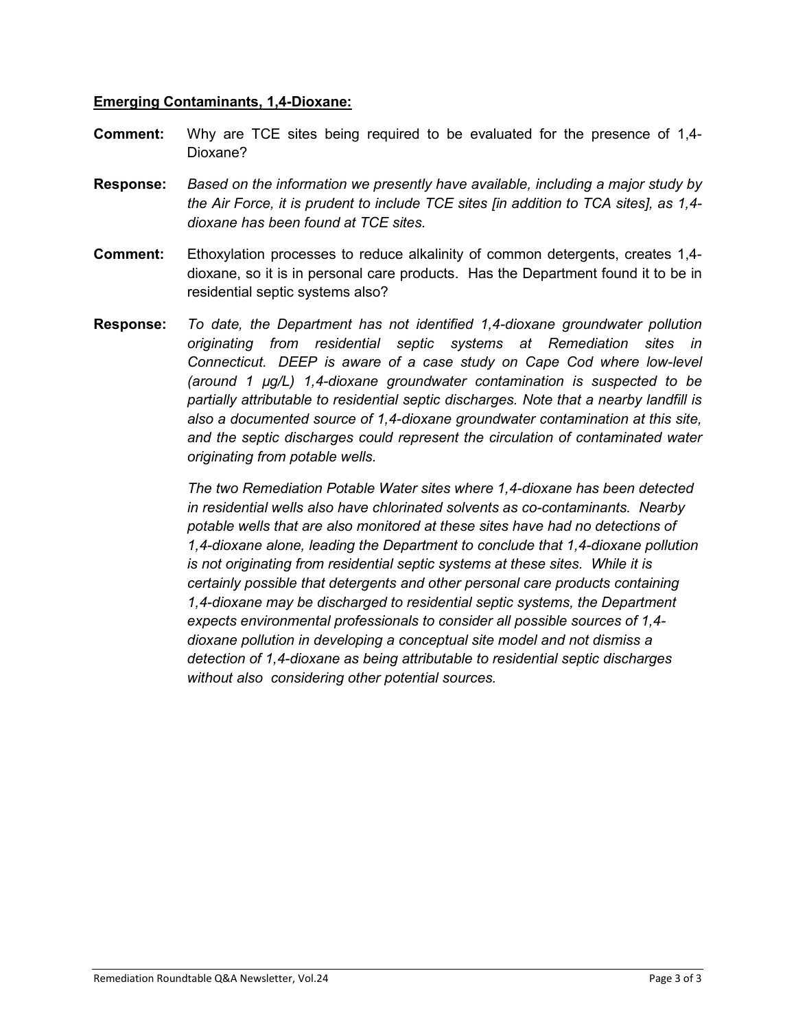**<u>Emerging Contaminants, 1,4-Dioxane:</u>**

**Comment:** Why are TCE sites being required to be evaluated for the presence of 1,4-Dioxane?

**Response:** *Based on the information we presently have available, including a major study by the Air Force, it is prudent to include TCE sites [in addition to TCA sites], as 1,4-dioxane has been found at TCE sites.*

**Comment:** Ethoxylation processes to reduce alkalinity of common detergents, creates 1,4-dioxane, so it is in personal care products. Has the Department found it to be in residential septic systems also?

**Response:** *To date, the Department has not identified 1,4-dioxane groundwater pollution originating from residential septic systems at Remediation sites in Connecticut. DEEP is aware of a case study on Cape Cod where low-level (around 1 μg/L) 1,4-dioxane groundwater contamination is suspected to be partially attributable to residential septic discharges. Note that a nearby landfill is also a documented source of 1,4-dioxane groundwater contamination at this site, and the septic discharges could represent the circulation of contaminated water originating from potable wells.*

*The two Remediation Potable Water sites where 1,4-dioxane has been detected in residential wells also have chlorinated solvents as co-contaminants. Nearby potable wells that are also monitored at these sites have had no detections of 1,4-dioxane alone, leading the Department to conclude that 1,4-dioxane pollution is not originating from residential septic systems at these sites. While it is certainly possible that detergents and other personal care products containing 1,4-dioxane may be discharged to residential septic systems, the Department expects environmental professionals to consider all possible sources of 1,4-dioxane pollution in developing a conceptual site model and not dismiss a detection of 1,4-dioxane as being attributable to residential septic discharges without also considering other potential sources.*